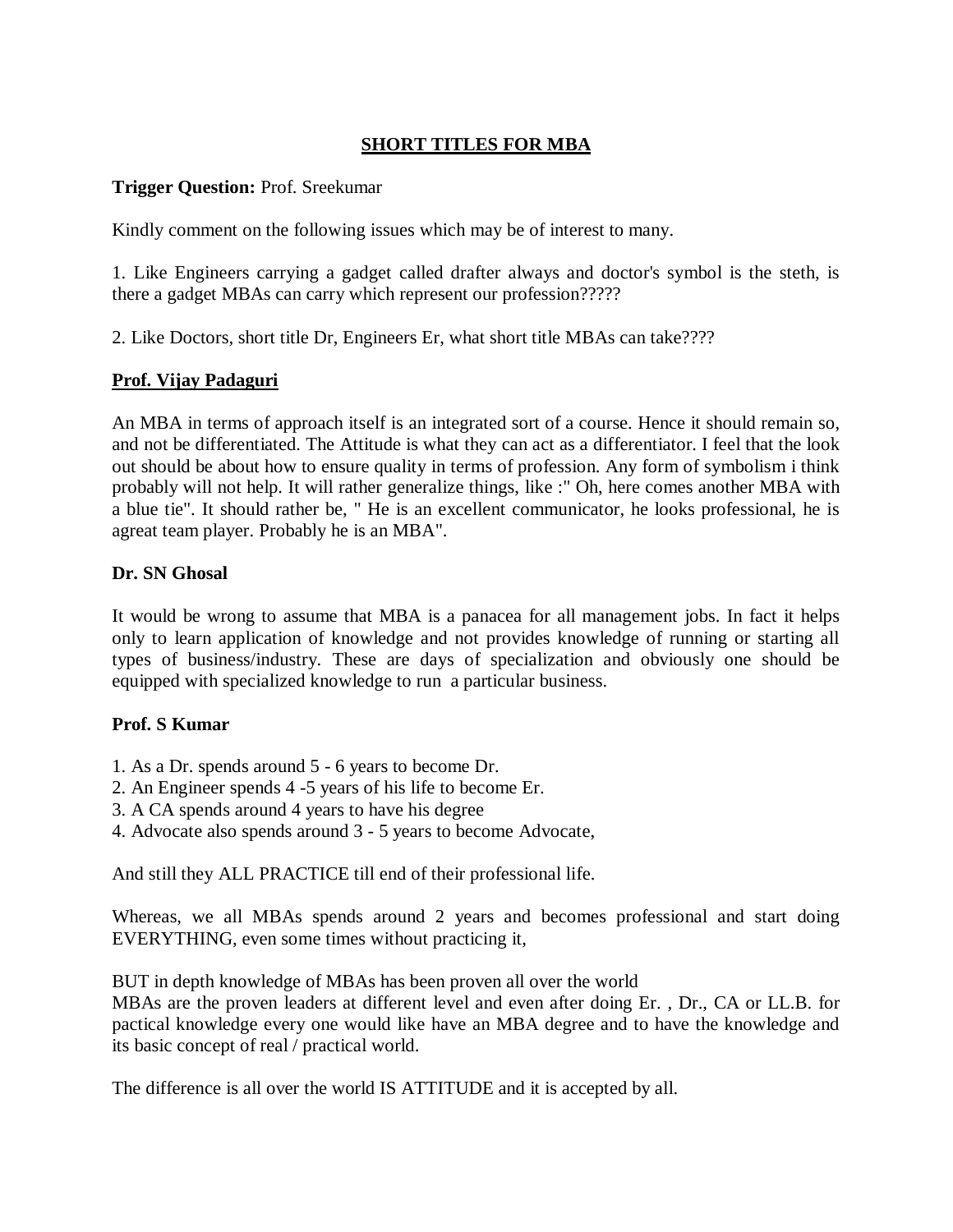# <u>SHORT TITLES FOR MBA</u>

**Trigger Question:** Prof. Sreekumar

Kindly comment on the following issues which may be of interest to many.

1. Like Engineers carrying a gadget called drafter always and doctor's symbol is the steth, is there a gadget MBAs can carry which represent our profession?????

2. Like Doctors, short title Dr, Engineers Er, what short title MBAs can take????

**<u>Prof. Vijay Padaguri</u>**

An MBA in terms of approach itself is an integrated sort of a course. Hence it should remain so, and not be differentiated. The Attitude is what they can act as a differentiator. I feel that the look out should be about how to ensure quality in terms of profession. Any form of symbolism i think probably will not help. It will rather generalize things, like :" Oh, here comes another MBA with a blue tie". It should rather be, " He is an excellent communicator, he looks professional, he is agreat team player. Probably he is an MBA".

**Dr. SN Ghosal**

It would be wrong to assume that MBA is a panacea for all management jobs. In fact it helps only to learn application of knowledge and not provides knowledge of running or starting all types of business/industry. These are days of specialization and obviously one should be equipped with specialized knowledge to run a particular business.

**Prof. S Kumar**

1. As a Dr. spends around 5 - 6 years to become Dr.
2. An Engineer spends 4 -5 years of his life to become Er.
3. A CA spends around 4 years to have his degree
4. Advocate also spends around 3 - 5 years to become Advocate,

And still they ALL PRACTICE till end of their professional life.

Whereas, we all MBAs spends around 2 years and becomes professional and start doing EVERYTHING, even some times without practicing it,

BUT in depth knowledge of MBAs has been proven all over the world
MBAs are the proven leaders at different level and even after doing Er. , Dr., CA or LL.B. for pactical knowledge every one would like have an MBA degree and to have the knowledge and its basic concept of real / practical world.

The difference is all over the world IS ATTITUDE and it is accepted by all.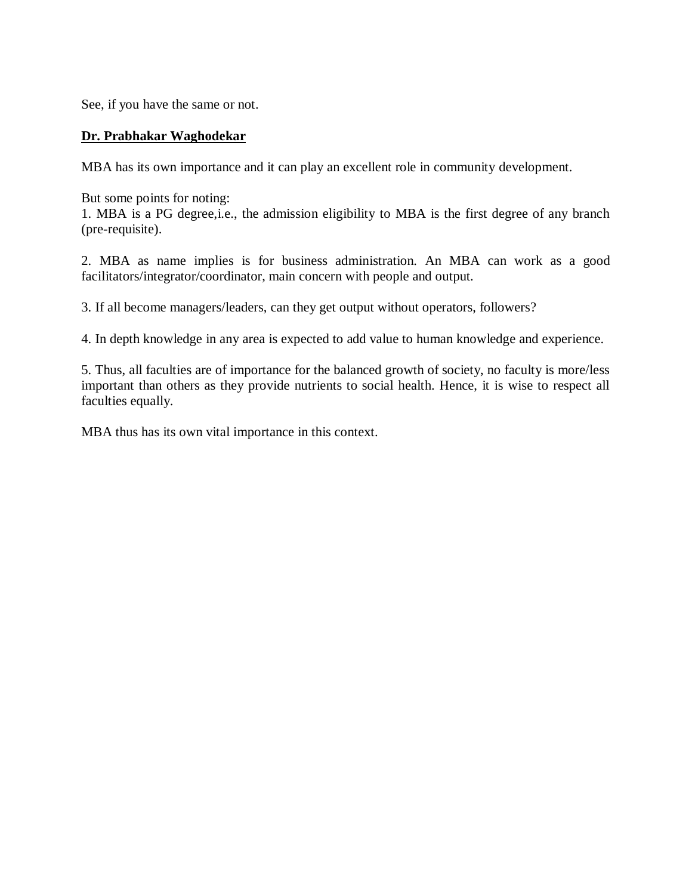See, if you have the same or not.

**<u>Dr. Prabhakar Waghodekar</u>**

MBA has its own importance and it can play an excellent role in community development.

But some points for noting:

1. MBA is a PG degree,i.e., the admission eligibility to MBA is the first degree of any branch (pre-requisite).

2. MBA as name implies is for business administration. An MBA can work as a good facilitators/integrator/coordinator, main concern with people and output.

3. If all become managers/leaders, can they get output without operators, followers?

4. In depth knowledge in any area is expected to add value to human knowledge and experience.

5. Thus, all faculties are of importance for the balanced growth of society, no faculty is more/less important than others as they provide nutrients to social health. Hence, it is wise to respect all faculties equally.

MBA thus has its own vital importance in this context.